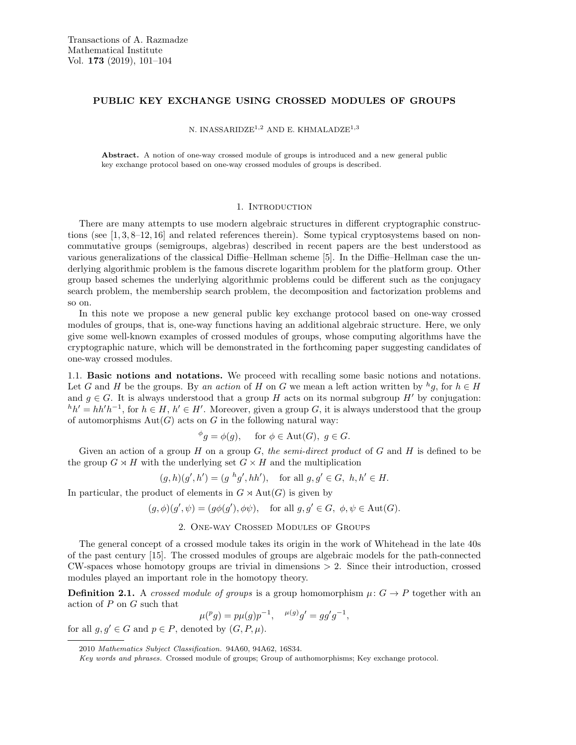# PUBLIC KEY EXCHANGE USING CROSSED MODULES OF GROUPS

N. INASSARIDZE[1,2] AND E. KHMALADZE[1,3]

**Abstract.** A notion of one-way crossed module of groups is introduced and a new general public key exchange protocol based on one-way crossed modules of groups is described.

## 1. Introduction

There are many attempts to use modern algebraic structures in different cryptographic constructions (see [1, 3, 8–12, 16] and related references therein). Some typical cryptosystems based on noncommutative groups (semigroups, algebras) described in recent papers are the best understood as various generalizations of the classical Diffie–Hellman scheme [5]. In the Diffie–Hellman case the underlying algorithmic problem is the famous discrete logarithm problem for the platform group. Other group based schemes the underlying algorithmic problems could be different such as the conjugacy search problem, the membership search problem, the decomposition and factorization problems and so on.

In this note we propose a new general public key exchange protocol based on one-way crossed modules of groups, that is, one-way functions having an additional algebraic structure. Here, we only give some well-known examples of crossed modules of groups, whose computing algorithms have the cryptographic nature, which will be demonstrated in the forthcoming paper suggesting candidates of one-way crossed modules.

### 1.1. Basic notions and notations.

We proceed with recalling some basic notions and notations. Let $G$ and $H$ be the groups. By *an action* of $H$ on $G$ we mean a left action written by ${}^{h}g$, for $h \in H$ and $g \in G$. It is always understood that a group $H$ acts on its normal subgroup $H'$ by conjugation: ${}^{h}h' = hh'h^{-1}$, for $h \in H$, $h' \in H'$. Moreover, given a group $G$, it is always understood that the group of automorphisms $\mathrm{Aut}(G)$ acts on $G$ in the following natural way:

$$
{}^{\phi}g = \phi(g), \quad \text{for } \phi \in \mathrm{Aut}(G),\ g \in G.
$$

Given an action of a group $H$ on a group $G$, *the semi-direct product* of $G$ and $H$ is defined to be the group $G \rtimes H$ with the underlying set $G \times H$ and the multiplication

$$
(g, h)(g', h') = (g\ {}^{h}g', hh'), \quad \text{for all } g, g' \in G,\ h, h' \in H.
$$

In particular, the product of elements in $G \rtimes \mathrm{Aut}(G)$ is given by

$$
(g, \phi)(g', \psi) = (g\phi(g'), \phi\psi), \quad \text{for all } g, g' \in G,\ \phi, \psi \in \mathrm{Aut}(G).
$$

## 2. One-way Crossed Modules of Groups

The general concept of a crossed module takes its origin in the work of Whitehead in the late 40s of the past century [15]. The crossed modules of groups are algebraic models for the path-connected CW-spaces whose homotopy groups are trivial in dimensions $> 2$. Since their introduction, crossed modules played an important role in the homotopy theory.

**Definition 2.1.** A *crossed module of groups* is a group homomorphism $\mu \colon G \to P$ together with an action of $P$ on $G$ such that

$$
\mu({}^{p}g) = p\mu(g)p^{-1}, \quad {}^{\mu(g)}g' = gg'g^{-1},
$$

for all $g, g' \in G$ and $p \in P$, denoted by $(G, P, \mu)$.

2010 *Mathematics Subject Classification.* 94A60, 94A62, 16S34.

*Key words and phrases.* Crossed module of groups; Group of authomorphisms; Key exchange protocol.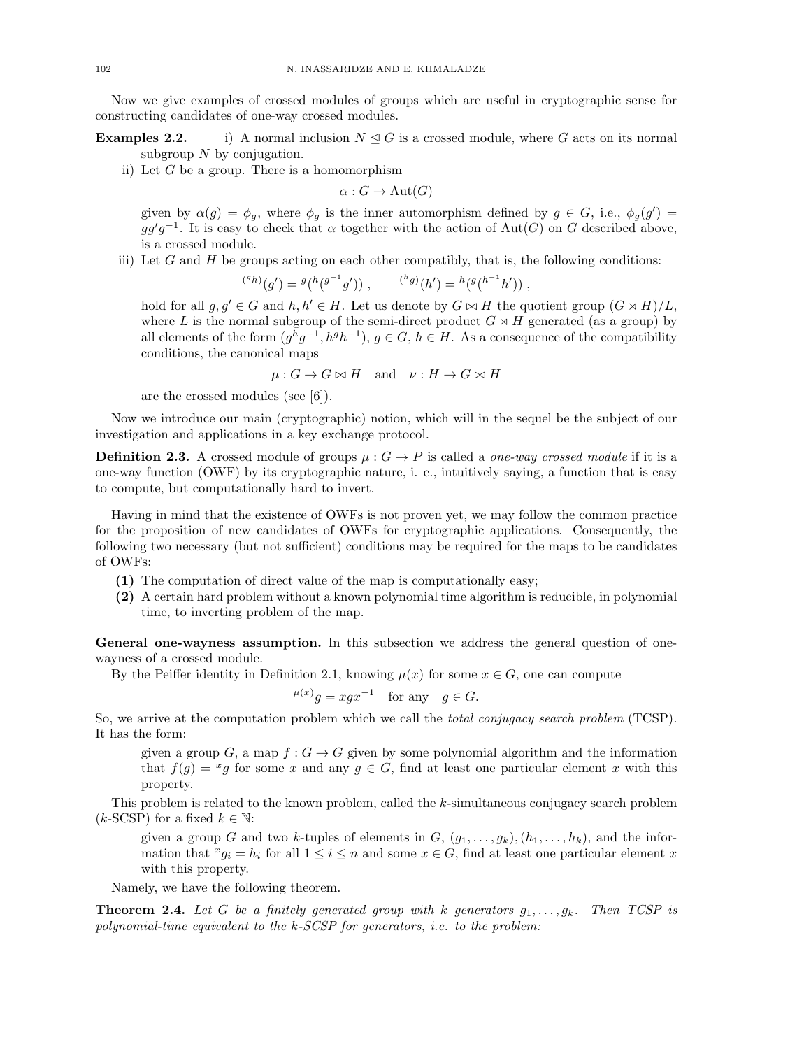Now we give examples of crossed modules of groups which are useful in cryptographic sense for constructing candidates of one-way crossed modules.

**Examples 2.2.** i) A normal inclusion $N \trianglelefteq G$ is a crossed module, where $G$ acts on its normal subgroup $N$ by conjugation.

ii) Let $G$ be a group. There is a homomorphism

$$\alpha : G \to \mathrm{Aut}(G)$$

given by $\alpha(g) = \phi_g$, where $\phi_g$ is the inner automorphism defined by $g \in G$, i.e., $\phi_g(g') = gg'g^{-1}$. It is easy to check that $\alpha$ together with the action of $\mathrm{Aut}(G)$ on $G$ described above, is a crossed module.

iii) Let $G$ and $H$ be groups acting on each other compatibly, that is, the following conditions:

$$^{({}^{g}h)}(g') = {}^{g}({}^{h}({}^{g^{-1}}g')) \,, \qquad ^{({}^{h}g)}(h') = {}^{h}({}^{g}({}^{h^{-1}}h')) \,,$$

hold for all $g, g' \in G$ and $h, h' \in H$. Let us denote by $G \bowtie H$ the quotient group $(G \rtimes H)/L$, where $L$ is the normal subgroup of the semi-direct product $G \rtimes H$ generated (as a group) by all elements of the form $({}^{h}g g^{-1}, {}^{g}h h^{-1})$, $g \in G$, $h \in H$. As a consequence of the compatibility conditions, the canonical maps

$$\mu : G \to G \bowtie H \quad \text{and} \quad \nu : H \to G \bowtie H$$

are the crossed modules (see [6]).

Now we introduce our main (cryptographic) notion, which will in the sequel be the subject of our investigation and applications in a key exchange protocol.

**Definition 2.3.** A crossed module of groups $\mu : G \to P$ is called a *one-way crossed module* if it is a one-way function (OWF) by its cryptographic nature, i. e., intuitively saying, a function that is easy to compute, but computationally hard to invert.

Having in mind that the existence of OWFs is not proven yet, we may follow the common practice for the proposition of new candidates of OWFs for cryptographic applications. Consequently, the following two necessary (but not sufficient) conditions may be required for the maps to be candidates of OWFs:

**(1)** The computation of direct value of the map is computationally easy;

**(2)** A certain hard problem without a known polynomial time algorithm is reducible, in polynomial time, to inverting problem of the map.

**General one-wayness assumption.** In this subsection we address the general question of one-wayness of a crossed module.

By the Peiffer identity in Definition 2.1, knowing $\mu(x)$ for some $x \in G$, one can compute

$$^{\mu(x)}g = xgx^{-1} \quad \text{for any} \quad g \in G.$$

So, we arrive at the computation problem which we call the *total conjugacy search problem* (TCSP). It has the form:

> given a group $G$, a map $f : G \to G$ given by some polynomial algorithm and the information that $f(g) = {}^{x}g$ for some $x$ and any $g \in G$, find at least one particular element $x$ with this property.

This problem is related to the known problem, called the $k$-simultaneous conjugacy search problem ($k$-SCSP) for a fixed $k \in \mathbb{N}$:

> given a group $G$ and two $k$-tuples of elements in $G$, $(g_1, \ldots, g_k), (h_1, \ldots, h_k)$, and the information that ${}^{x}g_i = h_i$ for all $1 \leq i \leq n$ and some $x \in G$, find at least one particular element $x$ with this property.

Namely, we have the following theorem.

**Theorem 2.4.** *Let $G$ be a finitely generated group with $k$ generators $g_1, \ldots, g_k$. Then TCSP is polynomial-time equivalent to the $k$-SCSP for generators, i.e. to the problem:*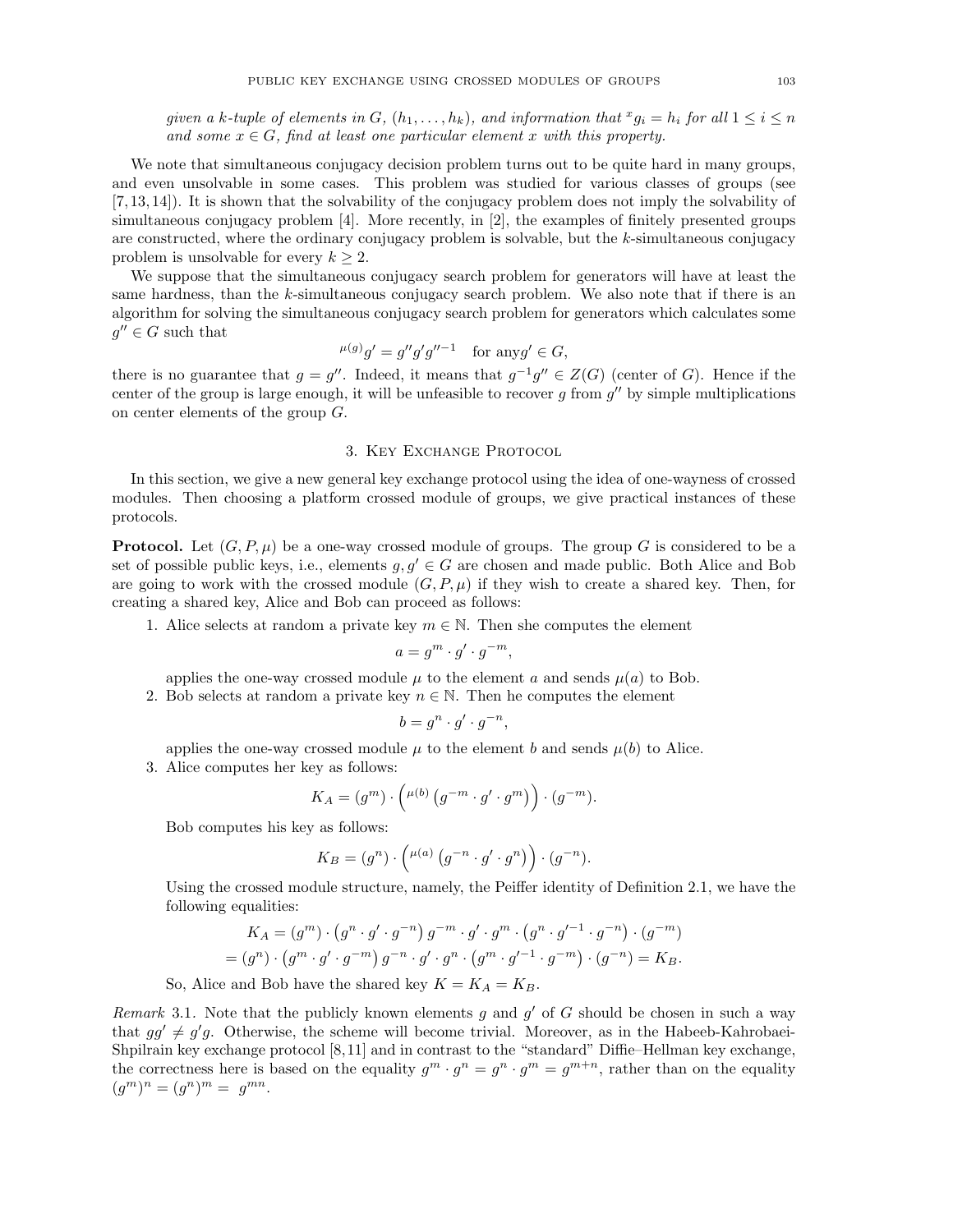*given a $k$-tuple of elements in $G$, $(h_1, \ldots, h_k)$, and information that ${}^{x}g_i = h_i$ for all $1 \leq i \leq n$ and some $x \in G$, find at least one particular element $x$ with this property.*

We note that simultaneous conjugacy decision problem turns out to be quite hard in many groups, and even unsolvable in some cases. This problem was studied for various classes of groups (see [7, 13, 14]). It is shown that the solvability of the conjugacy problem does not imply the solvability of simultaneous conjugacy problem [4]. More recently, in [2], the examples of finitely presented groups are constructed, where the ordinary conjugacy problem is solvable, but the $k$-simultaneous conjugacy problem is unsolvable for every $k \geq 2$.

We suppose that the simultaneous conjugacy search problem for generators will have at least the same hardness, than the $k$-simultaneous conjugacy search problem. We also note that if there is an algorithm for solving the simultaneous conjugacy search problem for generators which calculates some $g'' \in G$ such that

$$^{\mu(g)}g' = g''g'g''^{-1} \quad \text{for any} g' \in G,$$

there is no guarantee that $g = g''$. Indeed, it means that $g^{-1}g'' \in Z(G)$ (center of $G$). Hence if the center of the group is large enough, it will be unfeasible to recover $g$ from $g''$ by simple multiplications on center elements of the group $G$.

## 3. Key Exchange Protocol

In this section, we give a new general key exchange protocol using the idea of one-wayness of crossed modules. Then choosing a platform crossed module of groups, we give practical instances of these protocols.

**Protocol.** Let $(G, P, \mu)$ be a one-way crossed module of groups. The group $G$ is considered to be a set of possible public keys, i.e., elements $g, g' \in G$ are chosen and made public. Both Alice and Bob are going to work with the crossed module $(G, P, \mu)$ if they wish to create a shared key. Then, for creating a shared key, Alice and Bob can proceed as follows:

1. Alice selects at random a private key $m \in \mathbb{N}$. Then she computes the element

$$a = g^m \cdot g' \cdot g^{-m},$$

applies the one-way crossed module $\mu$ to the element $a$ and sends $\mu(a)$ to Bob.

2. Bob selects at random a private key $n \in \mathbb{N}$. Then he computes the element

$$b = g^n \cdot g' \cdot g^{-n},$$

applies the one-way crossed module $\mu$ to the element $b$ and sends $\mu(b)$ to Alice.

3. Alice computes her key as follows:

$$K_A = (g^m) \cdot \left( {}^{\mu(b)} \left( g^{-m} \cdot g' \cdot g^m \right) \right) \cdot (g^{-m}).$$

Bob computes his key as follows:

$$K_B = (g^n) \cdot \left( {}^{\mu(a)} \left( g^{-n} \cdot g' \cdot g^n \right) \right) \cdot (g^{-n}).$$

Using the crossed module structure, namely, the Peiffer identity of Definition 2.1, we have the following equalities:

$$\begin{aligned} K_A &= (g^m) \cdot \left( g^n \cdot g' \cdot g^{-n} \right) g^{-m} \cdot g' \cdot g^m \cdot \left( g^n \cdot g'^{-1} \cdot g^{-n} \right) \cdot (g^{-m}) \\ &= (g^n) \cdot \left( g^m \cdot g' \cdot g^{-m} \right) g^{-n} \cdot g' \cdot g^n \cdot \left( g^m \cdot g'^{-1} \cdot g^{-m} \right) \cdot (g^{-n}) = K_B. \end{aligned}$$

So, Alice and Bob have the shared key $K = K_A = K_B$.

*Remark* 3.1. Note that the publicly known elements $g$ and $g'$ of $G$ should be chosen in such a way that $gg' \neq g'g$. Otherwise, the scheme will become trivial. Moreover, as in the Habeeb-Kahrobaei-Shpilrain key exchange protocol [8, 11] and in contrast to the "standard" Diffie–Hellman key exchange, the correctness here is based on the equality $g^m \cdot g^n = g^n \cdot g^m = g^{m+n}$, rather than on the equality $(g^m)^n = (g^n)^m = g^{mn}$.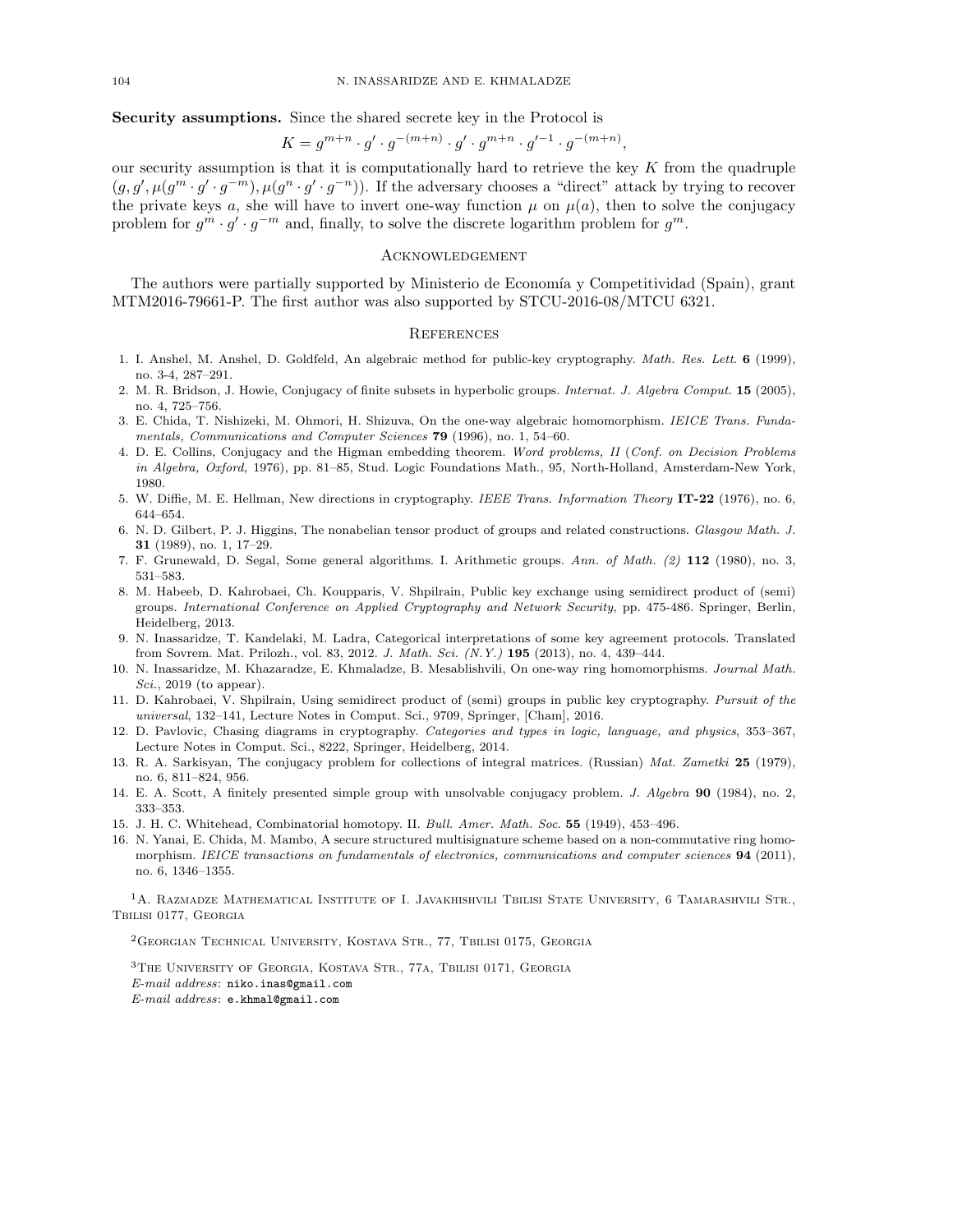**Security assumptions.** Since the shared secrete key in the Protocol is

$$K = g^{m+n} \cdot g' \cdot g^{-(m+n)} \cdot g' \cdot g^{m+n} \cdot g'^{-1} \cdot g^{-(m+n)},$$

our security assumption is that it is computationally hard to retrieve the key $K$ from the quadruple $(g, g', \mu(g^m \cdot g' \cdot g^{-m}), \mu(g^n \cdot g' \cdot g^{-n}))$. If the adversary chooses a "direct" attack by trying to recover the private keys $a$, she will have to invert one-way function $\mu$ on $\mu(a)$, then to solve the conjugacy problem for $g^m \cdot g' \cdot g^{-m}$ and, finally, to solve the discrete logarithm problem for $g^m$.

## Acknowledgement

The authors were partially supported by Ministerio de Economía y Competitividad (Spain), grant MTM2016-79661-P. The first author was also supported by STCU-2016-08/MTCU 6321.

## References

1. I. Anshel, M. Anshel, D. Goldfeld, An algebraic method for public-key cryptography. *Math. Res. Lett.* **6** (1999), no. 3-4, 287–291.
2. M. R. Bridson, J. Howie, Conjugacy of finite subsets in hyperbolic groups. *Internat. J. Algebra Comput.* **15** (2005), no. 4, 725–756.
3. E. Chida, T. Nishizeki, M. Ohmori, H. Shizuva, On the one-way algebraic homomorphism. *IEICE Trans. Fundamentals, Communications and Computer Sciences* **79** (1996), no. 1, 54–60.
4. D. E. Collins, Conjugacy and the Higman embedding theorem. *Word problems, II* (*Conf. on Decision Problems in Algebra, Oxford,* 1976), pp. 81–85, Stud. Logic Foundations Math., 95, North-Holland, Amsterdam-New York, 1980.
5. W. Diffie, M. E. Hellman, New directions in cryptography. *IEEE Trans. Information Theory* **IT-22** (1976), no. 6, 644–654.
6. N. D. Gilbert, P. J. Higgins, The nonabelian tensor product of groups and related constructions. *Glasgow Math. J.* **31** (1989), no. 1, 17–29.
7. F. Grunewald, D. Segal, Some general algorithms. I. Arithmetic groups. *Ann. of Math. (2)* **112** (1980), no. 3, 531–583.
8. M. Habeeb, D. Kahrobaei, Ch. Koupparis, V. Shpilrain, Public key exchange using semidirect product of (semi) groups. *International Conference on Applied Cryptography and Network Security*, pp. 475-486. Springer, Berlin, Heidelberg, 2013.
9. N. Inassaridze, T. Kandelaki, M. Ladra, Categorical interpretations of some key agreement protocols. Translated from Sovrem. Mat. Prilozh., vol. 83, 2012. *J. Math. Sci. (N.Y.)* **195** (2013), no. 4, 439–444.
10. N. Inassaridze, M. Khazaradze, E. Khmaladze, B. Mesablishvili, On one-way ring homomorphisms. *Journal Math. Sci.*, 2019 (to appear).
11. D. Kahrobaei, V. Shpilrain, Using semidirect product of (semi) groups in public key cryptography. *Pursuit of the universal*, 132–141, Lecture Notes in Comput. Sci., 9709, Springer, [Cham], 2016.
12. D. Pavlovic, Chasing diagrams in cryptography. *Categories and types in logic, language, and physics*, 353–367, Lecture Notes in Comput. Sci., 8222, Springer, Heidelberg, 2014.
13. R. A. Sarkisyan, The conjugacy problem for collections of integral matrices. (Russian) *Mat. Zametki* **25** (1979), no. 6, 811–824, 956.
14. E. A. Scott, A finitely presented simple group with unsolvable conjugacy problem. *J. Algebra* **90** (1984), no. 2, 333–353.
15. J. H. C. Whitehead, Combinatorial homotopy. II. *Bull. Amer. Math. Soc.* **55** (1949), 453–496.
16. N. Yanai, E. Chida, M. Mambo, A secure structured multisignature scheme based on a non-commutative ring homomorphism. *IEICE transactions on fundamentals of electronics, communications and computer sciences* **94** (2011), no. 6, 1346–1355.

[1]A. Razmadze Mathematical Institute of I. Javakhishvili Tbilisi State University, 6 Tamarashvili Str., Tbilisi 0177, Georgia

[2]Georgian Technical University, Kostava Str., 77, Tbilisi 0175, Georgia

[3]The University of Georgia, Kostava Str., 77a, Tbilisi 0171, Georgia

*E-mail address*: niko.inas@gmail.com

*E-mail address*: e.khmal@gmail.com